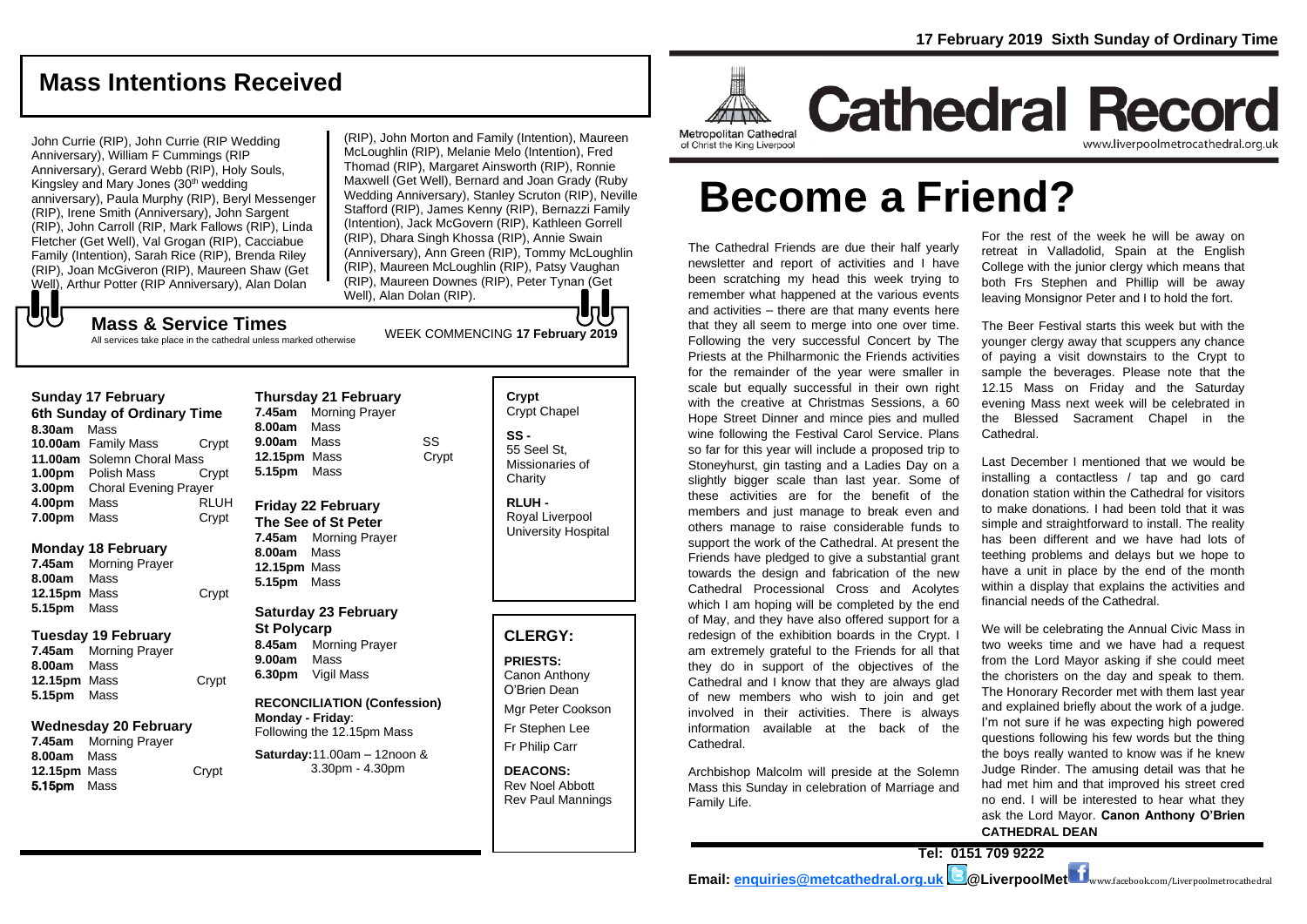# Cathedral Record

17 February 2019 Sixth Sunday of Ordinary Time

Metropolitan Cathedral of Christ the King Liverpool

www.liverpoolmetrocathedral.org.uk

## Mass Intentions Received

John Currie (RIP), John Currie (RIP Wedding Anniversary), William F Cummings (RIP Anniversary), Gerard Webb (RIP), Holy Souls, Kingsley and Mary Jones (30th wedding anniversary), Paula Murphy (RIP), Beryl Messenger (RIP), Irene Smith (Anniversary), John Sargent (RIP), John Carroll (RIP, Mark Fallows (RIP), Linda Fletcher (Get Well), Val Grogan (RIP), Cacciabue Family (Intention), Sarah Rice (RIP), Brenda Riley (RIP), Joan McGiveron (RIP), Maureen Shaw (Get Well), Arthur Potter (RIP Anniversary), Alan Dolan (RIP), John Morton and Family (Intention), Maureen McLoughlin (RIP), Melanie Melo (Intention), Fred Thomad (RIP), Margaret Ainsworth (RIP), Ronnie Maxwell (Get Well), Bernard and Joan Grady (Ruby Wedding Anniversary), Stanley Scruton (RIP), Neville Stafford (RIP), James Kenny (RIP), Bernazzi Family (Intention), Jack McGovern (RIP), Kathleen Gorrell (RIP), Dhara Singh Khossa (RIP), Annie Swain (Anniversary), Ann Green (RIP), Tommy McLoughlin (RIP), Maureen McLoughlin (RIP), Patsy Vaughan (RIP), Maureen Downes (RIP), Peter Tynan (Get Well), Alan Dolan (RIP).

## Mass & Service Times

All services take place in the cathedral unless marked otherwise

WEEK COMMENCING **17 February 2019**

### Sunday 17 February
**6th Sunday of Ordinary Time**

| | | |
|---|---|---|
| **8.30am** | Mass | |
| **10.00am** | Family Mass | Crypt |
| **11.00am** | Solemn Choral Mass | |
| **1.00pm** | Polish Mass | Crypt |
| **3.00pm** | Choral Evening Prayer | |
| **4.00pm** | Mass | RLUH |
| **7.00pm** | Mass | Crypt |

### Monday 18 February

| | | |
|---|---|---|
| **7.45am** | Morning Prayer | |
| **8.00am** | Mass | |
| **12.15pm** | Mass | Crypt |
| **5.15pm** | Mass | |

### Tuesday 19 February

| | | |
|---|---|---|
| **7.45am** | Morning Prayer | |
| **8.00am** | Mass | |
| **12.15pm** | Mass | Crypt |
| **5.15pm** | Mass | |

### Wednesday 20 February

| | | |
|---|---|---|
| **7.45am** | Morning Prayer | |
| **8.00am** | Mass | |
| **12.15pm** | Mass | Crypt |
| **5.15pm** | Mass | |

### Thursday 21 February

| | | |
|---|---|---|
| **7.45am** | Morning Prayer | |
| **8.00am** | Mass | |
| **9.00am** | Mass | SS |
| **12.15pm** | Mass | Crypt |
| **5.15pm** | Mass | |

### Friday 22 February
**The See of St Peter**

| | | |
|---|---|---|
| **7.45am** | Morning Prayer | |
| **8.00am** | Mass | |
| **12.15pm** | Mass | |
| **5.15pm** | Mass | |

### Saturday 23 February
**St Polycarp**

| | | |
|---|---|---|
| **8.45am** | Morning Prayer | |
| **9.00am** | Mass | |
| **6.30pm** | Vigil Mass | |

**RECONCILIATION (Confession)**
**Monday - Friday**: Following the 12.15pm Mass
**Saturday:** 11.00am – 12noon & 3.30pm - 4.30pm

**Crypt** - Crypt Chapel
**SS** - 55 Seel St, Missionaries of Charity
**RLUH** - Royal Liverpool University Hospital

## CLERGY:

**PRIESTS:**
Canon Anthony O'Brien Dean
Mgr Peter Cookson
Fr Stephen Lee
Fr Philip Carr

**DEACONS:**
Rev Noel Abbott
Rev Paul Mannings

# Become a Friend?

The Cathedral Friends are due their half yearly newsletter and report of activities and I have been scratching my head this week trying to remember what happened at the various events and activities – there are that many events here that they all seem to merge into one over time. Following the very successful Concert by The Priests at the Philharmonic the Friends activities for the remainder of the year were smaller in scale but equally successful in their own right with the creative at Christmas Sessions, a 60 Hope Street Dinner and mince pies and mulled wine following the Festival Carol Service. Plans so far for this year will include a proposed trip to Stoneyhurst, gin tasting and a Ladies Day on a slightly bigger scale than last year. Some of these activities are for the benefit of the members and just manage to break even and others manage to raise considerable funds to support the work of the Cathedral. At present the Friends have pledged to give a substantial grant towards the design and fabrication of the new Cathedral Processional Cross and Acolytes which I am hoping will be completed by the end of May, and they have also offered support for a redesign of the exhibition boards in the Crypt. I am extremely grateful to the Friends for all that they do in support of the objectives of the Cathedral and I know that they are always glad of new members who wish to join and get involved in their activities. There is always information available at the back of the Cathedral.

Archbishop Malcolm will preside at the Solemn Mass this Sunday in celebration of Marriage and Family Life.

For the rest of the week he will be away on retreat in Valladolid, Spain at the English College with the junior clergy which means that both Frs Stephen and Phillip will be away leaving Monsignor Peter and I to hold the fort.

The Beer Festival starts this week but with the younger clergy away that scuppers any chance of paying a visit downstairs to the Crypt to sample the beverages. Please note that the 12.15 Mass on Friday and the Saturday evening Mass next week will be celebrated in the Blessed Sacrament Chapel in the Cathedral.

Last December I mentioned that we would be installing a contactless / tap and go card donation station within the Cathedral for visitors to make donations. I had been told that it was simple and straightforward to install. The reality has been different and we have had lots of teething problems and delays but we hope to have a unit in place by the end of the month within a display that explains the activities and financial needs of the Cathedral.

We will be celebrating the Annual Civic Mass in two weeks time and we have had a request from the Lord Mayor asking if she could meet the choristers on the day and speak to them. The Honorary Recorder met with them last year and explained briefly about the work of a judge. I'm not sure if he was expecting high powered questions following his few words but the thing the boys really wanted to know was if he knew Judge Rinder. The amusing detail was that he had met him and that improved his street cred no end. I will be interested to hear what they ask the Lord Mayor. **Canon Anthony O'Brien CATHEDRAL DEAN**

**Tel: 0151 709 9222**

**Email: enquiries@metcathedral.org.uk @LiverpoolMet** www.facebook.com/Liverpoolmetrocathedral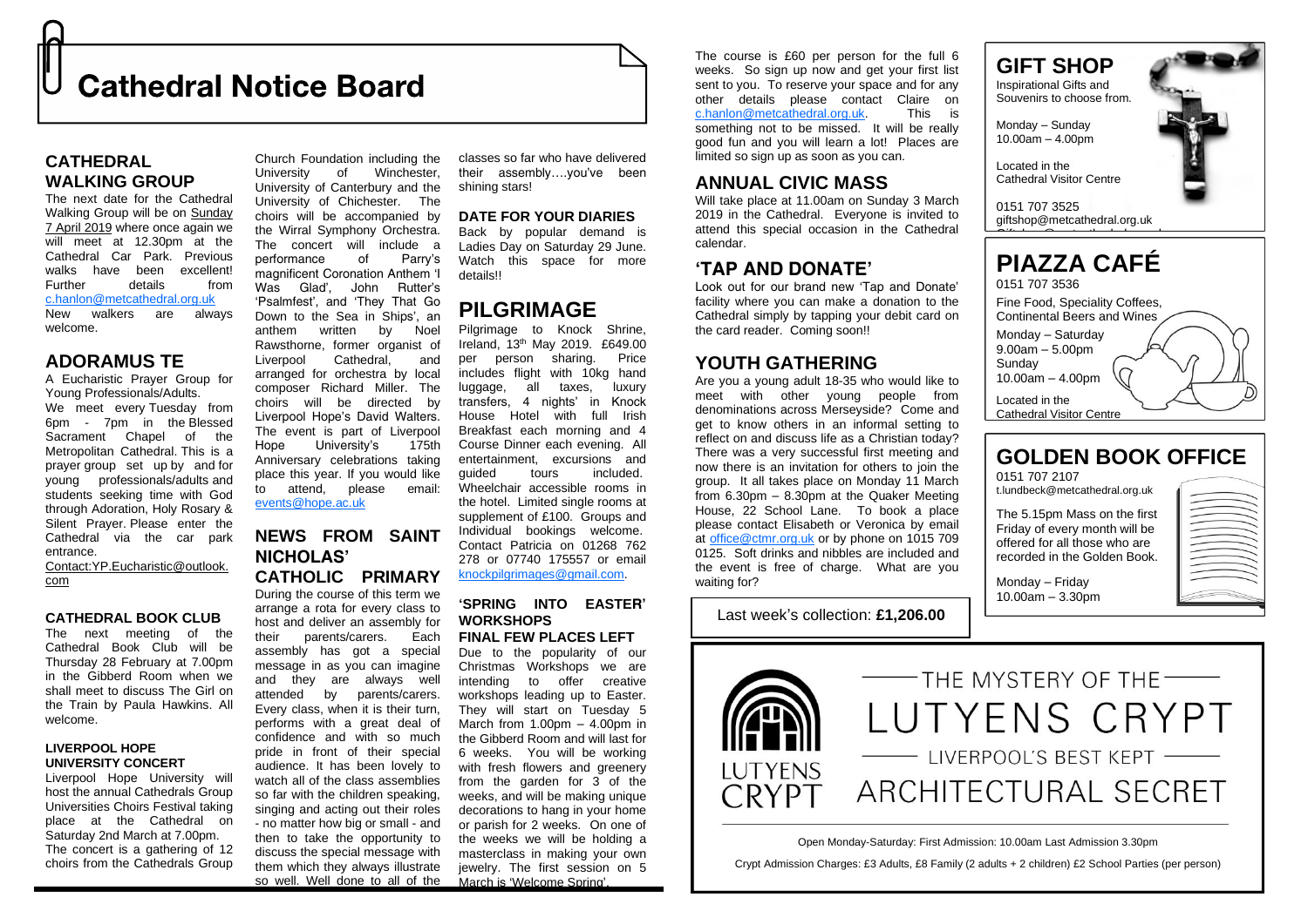# Cathedral Notice Board

## CATHEDRAL WALKING GROUP

The next date for the Cathedral Walking Group will be on Sunday 7 April 2019 where once again we will meet at 12.30pm at the Cathedral Car Park. Previous walks have been excellent! Further details from c.hanlon@metcathedral.org.uk New walkers are always welcome.

## ADORAMUS TE

A Eucharistic Prayer Group for Young Professionals/Adults.

We meet every Tuesday from 6pm - 7pm in the Blessed Sacrament Chapel of the Metropolitan Cathedral. This is a prayer group set up by and for young professionals/adults and students seeking time with God through Adoration, Holy Rosary & Silent Prayer. Please enter the Cathedral via the car park entrance.

Contact:YP.Eucharistic@outlook.com

### CATHEDRAL BOOK CLUB

The next meeting of the Cathedral Book Club will be Thursday 28 February at 7.00pm in the Gibberd Room when we shall meet to discuss The Girl on the Train by Paula Hawkins. All welcome.

#### LIVERPOOL HOPE UNIVERSITY CONCERT

Liverpool Hope University will host the annual Cathedrals Group Universities Choirs Festival taking place at the Cathedral on Saturday 2nd March at 7.00pm. The concert is a gathering of 12 choirs from the Cathedrals Group Church Foundation including the University of Winchester, University of Canterbury and the University of Chichester. The choirs will be accompanied by the Wirral Symphony Orchestra. The concert will include a performance of Parry's magnificent Coronation Anthem 'I Was Glad', John Rutter's 'Psalmfest', and 'They That Go Down to the Sea in Ships', an anthem written by Noel Rawsthorne, former organist of Liverpool Cathedral, and arranged for orchestra by local composer Richard Miller. The choirs will be directed by Liverpool Hope's David Walters. The event is part of Liverpool Hope University's 175th Anniversary celebrations taking place this year. If you would like to attend, please email: events@hope.ac.uk

## NEWS FROM SAINT NICHOLAS' CATHOLIC PRIMARY

During the course of this term we arrange a rota for every class to host and deliver an assembly for their parents/carers. Each assembly has got a special message in as you can imagine and they are always well attended by parents/carers. Every class, when it is their turn, performs with a great deal of confidence and with so much pride in front of their special audience. It has been lovely to watch all of the class assemblies so far with the children speaking, singing and acting out their roles - no matter how big or small - and then to take the opportunity to discuss the special message with them which they always illustrate so well. Well done to all of the classes so far who have delivered their assembly….you've been shining stars!

### DATE FOR YOUR DIARIES

Back by popular demand is Ladies Day on Saturday 29 June. Watch this space for more details!!

## PILGRIMAGE

Pilgrimage to Knock Shrine, Ireland, 13th May 2019. £649.00 per person sharing. Price includes flight with 10kg hand luggage, all taxes, luxury transfers, 4 nights' in Knock House Hotel with full Irish Breakfast each morning and 4 Course Dinner each evening. All entertainment, excursions and guided tours included. Wheelchair accessible rooms in the hotel. Limited single rooms at supplement of £100. Groups and Individual bookings welcome. Contact Patricia on 01268 762 278 or 07740 175557 or email knockpilgrimages@gmail.com.

### 'SPRING INTO EASTER' WORKSHOPS
### FINAL FEW PLACES LEFT

Due to the popularity of our Christmas Workshops we are intending to offer creative workshops leading up to Easter. They will start on Tuesday 5 March from 1.00pm – 4.00pm in the Gibberd Room and will last for 6 weeks. You will be working with fresh flowers and greenery from the garden for 3 of the weeks, and will be making unique decorations to hang in your home or parish for 2 weeks. On one of the weeks we will be holding a masterclass in making your own jewelry. The first session on 5 March is 'Welcome Spring'.

The course is £60 per person for the full 6 weeks. So sign up now and get your first list sent to you. To reserve your space and for any other details please contact Claire on c.hanlon@metcathedral.org.uk. This is something not to be missed. It will be really good fun and you will learn a lot! Places are limited so sign up as soon as you can.

## ANNUAL CIVIC MASS

Will take place at 11.00am on Sunday 3 March 2019 in the Cathedral. Everyone is invited to attend this special occasion in the Cathedral calendar.

## 'TAP AND DONATE'

Look out for our brand new 'Tap and Donate' facility where you can make a donation to the Cathedral simply by tapping your debit card on the card reader. Coming soon!!

## YOUTH GATHERING

Are you a young adult 18-35 who would like to meet with other young people from denominations across Merseyside? Come and get to know others in an informal setting to reflect on and discuss life as a Christian today? There was a very successful first meeting and now there is an invitation for others to join the group. It all takes place on Monday 11 March from 6.30pm – 8.30pm at the Quaker Meeting House, 22 School Lane. To book a place please contact Elisabeth or Veronica by email at office@ctmr.org.uk or by phone on 0151 709 0125. Soft drinks and nibbles are included and the event is free of charge. What are you waiting for?

Last week's collection: **£1,206.00**

## GIFT SHOP

Inspirational Gifts and Souvenirs to choose from.

Monday – Sunday
10.00am – 4.00pm

Located in the Cathedral Visitor Centre

0151 707 3525
giftshop@metcathedral.org.uk

## PIAZZA CAFÉ

0151 707 3536

Fine Food, Speciality Coffees, Continental Beers and Wines

Monday – Saturday
9.00am – 5.00pm
Sunday
10.00am – 4.00pm

Located in the Cathedral Visitor Centre

## GOLDEN BOOK OFFICE

0151 707 2107
t.lundbeck@metcathedral.org.uk

The 5.15pm Mass on the first Friday of every month will be offered for all those who are recorded in the Golden Book.

Monday – Friday
10.00am – 3.30pm

LUTYENS CRYPT

THE MYSTERY OF THE LUTYENS CRYPT
LIVERPOOL'S BEST KEPT ARCHITECTURAL SECRET

Open Monday-Saturday: First Admission: 10.00am Last Admission 3.30pm

Crypt Admission Charges: £3 Adults, £8 Family (2 adults + 2 children) £2 School Parties (per person)